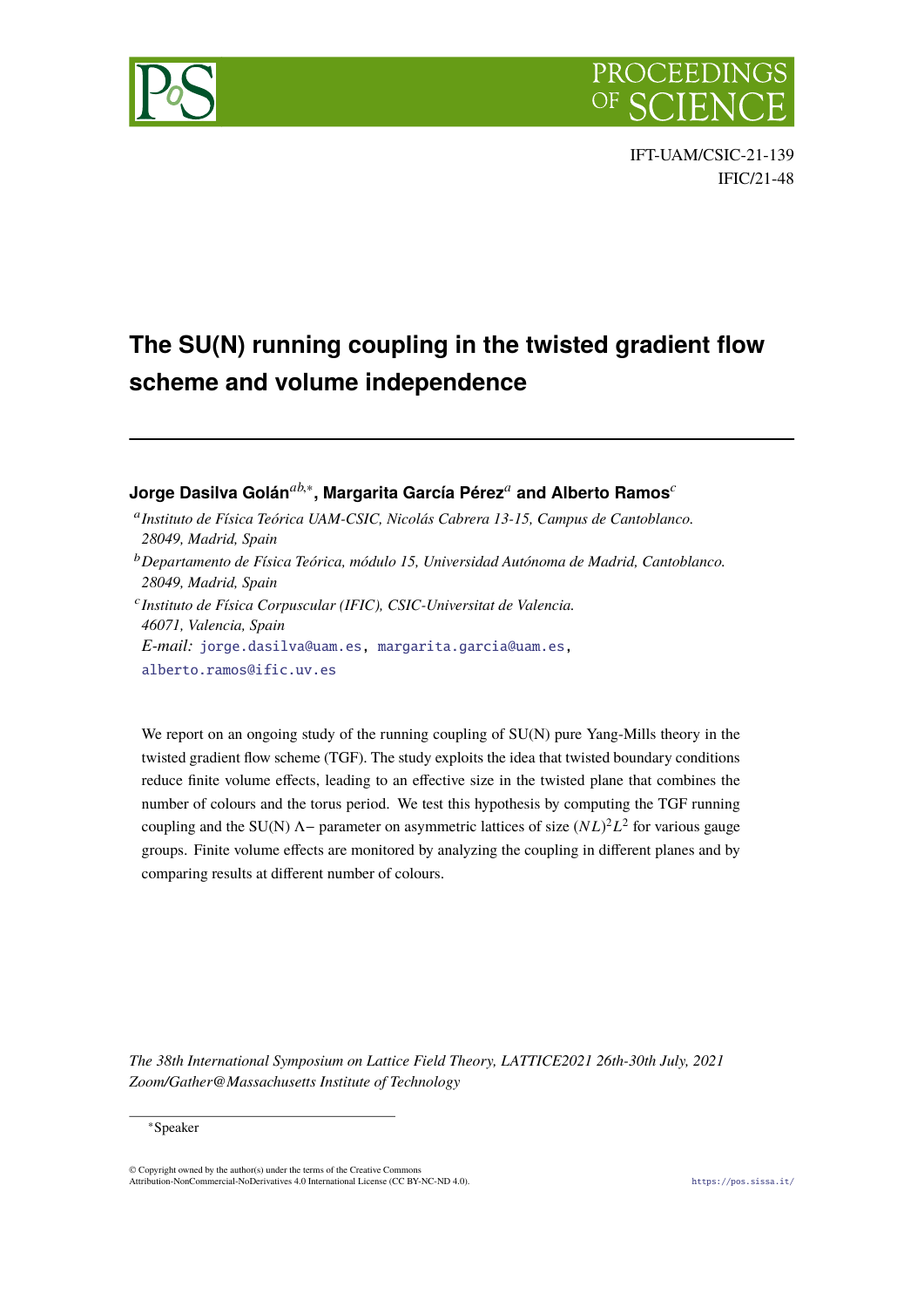IFT-UAM/CSIC-21-139
IFIC/21-48

# The SU(N) running coupling in the twisted gradient flow scheme and volume independence

**Jorge Dasilva Golán**[ab,∗], **Margarita García Pérez**[a] **and Alberto Ramos**[c]

[a] *Instituto de Física Teórica UAM-CSIC, Nicolás Cabrera 13-15, Campus de Cantoblanco. 28049, Madrid, Spain*

[b] *Departamento de Física Teórica, módulo 15, Universidad Autónoma de Madrid, Cantoblanco. 28049, Madrid, Spain*

[c] *Instituto de Física Corpuscular (IFIC), CSIC-Universitat de Valencia. 46071, Valencia, Spain*

*E-mail:* jorge.dasilva@uam.es, margarita.garcia@uam.es, alberto.ramos@ific.uv.es

We report on an ongoing study of the running coupling of SU(N) pure Yang-Mills theory in the twisted gradient flow scheme (TGF). The study exploits the idea that twisted boundary conditions reduce finite volume effects, leading to an effective size in the twisted plane that combines the number of colours and the torus period. We test this hypothesis by computing the TGF running coupling and the SU(N) $\Lambda-$ parameter on asymmetric lattices of size $(NL)^2L^2$ for various gauge groups. Finite volume effects are monitored by analyzing the coupling in different planes and by comparing results at different number of colours.

*The 38th International Symposium on Lattice Field Theory, LATTICE2021 26th-30th July, 2021 Zoom/Gather@Massachusetts Institute of Technology*

∗Speaker

© Copyright owned by the author(s) under the terms of the Creative Commons Attribution-NonCommercial-NoDerivatives 4.0 International License (CC BY-NC-ND 4.0).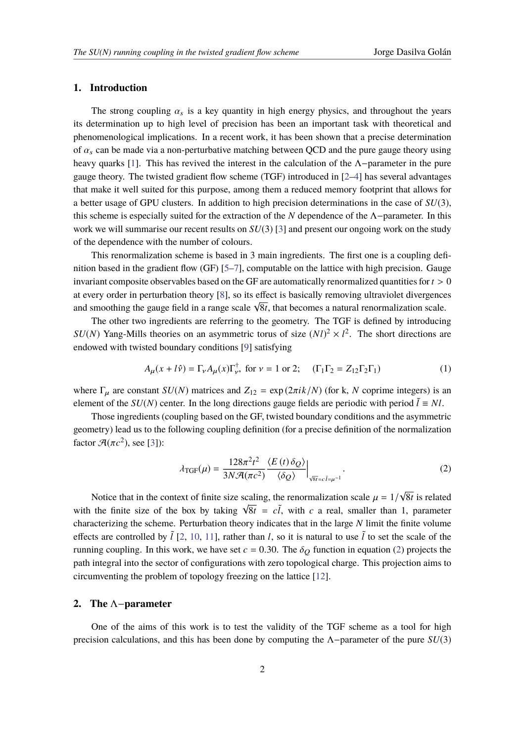## 1. Introduction

The strong coupling $\alpha_s$ is a key quantity in high energy physics, and throughout the years its determination up to high level of precision has been an important task with theoretical and phenomenological implications. In a recent work, it has been shown that a precise determination of $\alpha_s$ can be made via a non-perturbative matching between QCD and the pure gauge theory using heavy quarks [1]. This has revived the interest in the calculation of the $\Lambda-$parameter in the pure gauge theory. The twisted gradient flow scheme (TGF) introduced in [2–4] has several advantages that make it well suited for this purpose, among them a reduced memory footprint that allows for a better usage of GPU clusters. In addition to high precision determinations in the case of $SU(3)$, this scheme is especially suited for the extraction of the $N$ dependence of the $\Lambda-$parameter. In this work we will summarise our recent results on $SU(3)$ [3] and present our ongoing work on the study of the dependence with the number of colours.

This renormalization scheme is based in 3 main ingredients. The first one is a coupling definition based in the gradient flow (GF) [5–7], computable on the lattice with high precision. Gauge invariant composite observables based on the GF are automatically renormalized quantities for $t > 0$ at every order in perturbation theory [8], so its effect is basically removing ultraviolet divergences and smoothing the gauge field in a range scale $\sqrt{8t}$, that becomes a natural renormalization scale.

The other two ingredients are referring to the geometry. The TGF is defined by introducing $SU(N)$ Yang-Mills theories on an asymmetric torus of size $(Nl)^2 \times l^2$. The short directions are endowed with twisted boundary conditions [9] satisfying

$$A_\mu(x + l\hat{\nu}) = \Gamma_\nu A_\mu(x)\Gamma_\nu^\dagger, \text{ for } \nu = 1 \text{ or } 2; \quad (\Gamma_1\Gamma_2 = Z_{12}\Gamma_2\Gamma_1) \tag{1}$$

where $\Gamma_\mu$ are constant $SU(N)$ matrices and $Z_{12} = \exp(2\pi i k/N)$ (for k, $N$ coprime integers) is an element of the $SU(N)$ center. In the long directions gauge fields are periodic with period $\tilde{l} \equiv Nl$.

Those ingredients (coupling based on the GF, twisted boundary conditions and the asymmetric geometry) lead us to the following coupling definition (for a precise definition of the normalization factor $\mathcal{A}(\pi c^2)$, see [3]):

$$\lambda_{\text{TGF}}(\mu) = \frac{128\pi^2 t^2}{3N\mathcal{A}(\pi c^2)} \frac{\langle E(t)\,\delta_Q\rangle}{\langle \delta_Q\rangle}\Big|_{\sqrt{8t}=c\tilde{l}=\mu^{-1}}. \tag{2}$$

Notice that in the context of finite size scaling, the renormalization scale $\mu = 1/\sqrt{8t}$ is related with the finite size of the box by taking $\sqrt{8t} = c\tilde{l}$, with $c$ a real, smaller than 1, parameter characterizing the scheme. Perturbation theory indicates that in the large $N$ limit the finite volume effects are controlled by $\tilde{l}$ [2, 10, 11], rather than $l$, so it is natural to use $\tilde{l}$ to set the scale of the running coupling. In this work, we have set $c = 0.30$. The $\delta_Q$ function in equation (2) projects the path integral into the sector of configurations with zero topological charge. This projection aims to circumventing the problem of topology freezing on the lattice [12].

## 2. The $\Lambda-$parameter

One of the aims of this work is to test the validity of the TGF scheme as a tool for high precision calculations, and this has been done by computing the $\Lambda-$parameter of the pure $SU(3)$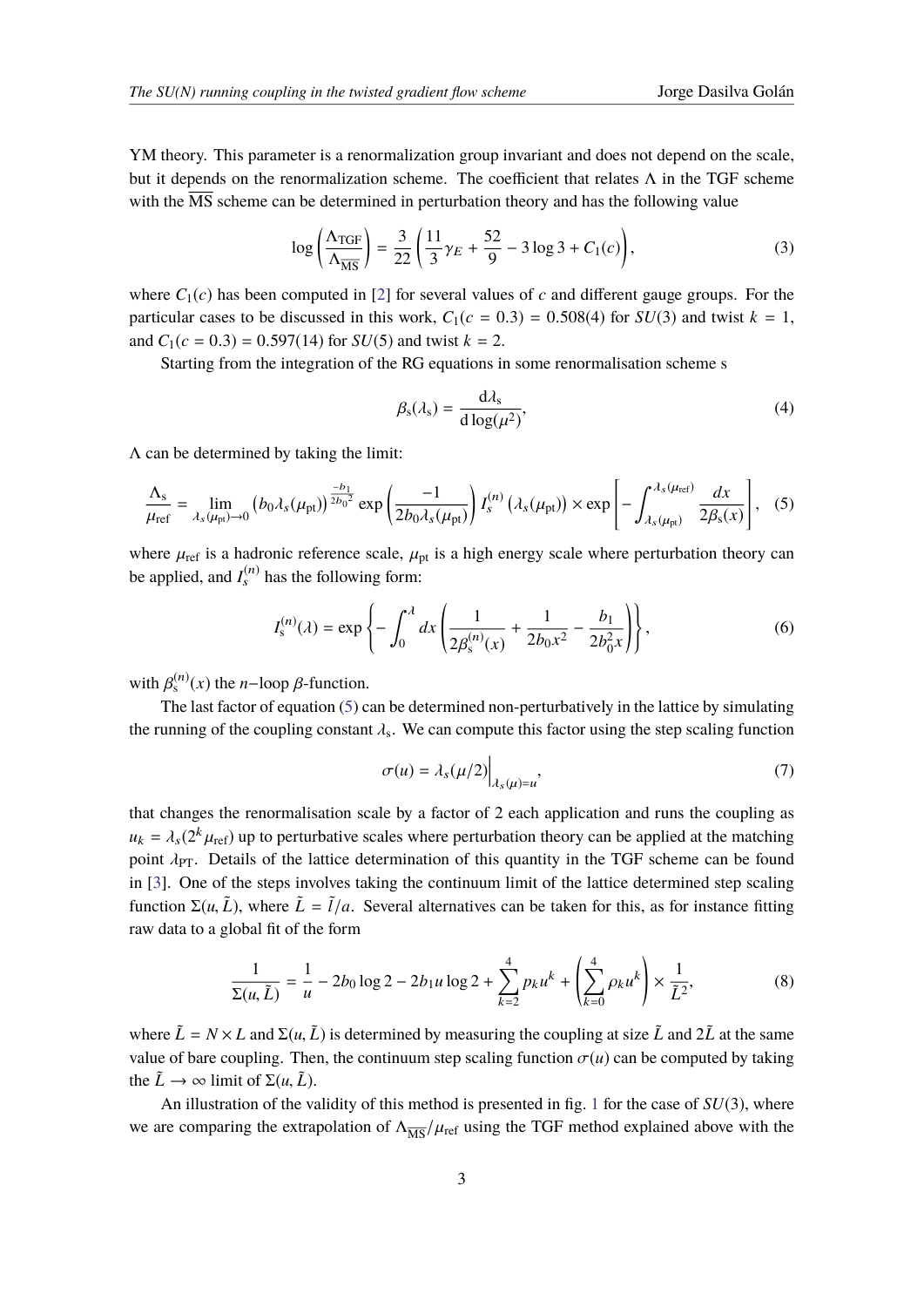YM theory. This parameter is a renormalization group invariant and does not depend on the scale, but it depends on the renormalization scheme. The coefficient that relates $\Lambda$ in the TGF scheme with the $\overline{\text{MS}}$ scheme can be determined in perturbation theory and has the following value

$$\log\left(\frac{\Lambda_{\text{TGF}}}{\Lambda_{\overline{\text{MS}}}}\right) = \frac{3}{22}\left(\frac{11}{3}\gamma_E + \frac{52}{9} - 3\log 3 + C_1(c)\right), \tag{3}$$

where $C_1(c)$ has been computed in [2] for several values of $c$ and different gauge groups. For the particular cases to be discussed in this work, $C_1(c = 0.3) = 0.508(4)$ for $SU(3)$ and twist $k = 1$, and $C_1(c = 0.3) = 0.597(14)$ for $SU(5)$ and twist $k = 2$.

Starting from the integration of the RG equations in some renormalisation scheme s

$$\beta_{\text{s}}(\lambda_{\text{s}}) = \frac{\mathrm{d}\lambda_{\text{s}}}{\mathrm{d}\log(\mu^2)}, \tag{4}$$

$\Lambda$ can be determined by taking the limit:

$$\frac{\Lambda_{\text{s}}}{\mu_{\text{ref}}} = \lim_{\lambda_s(\mu_{\text{pt}})\to 0} \left(b_0\lambda_s(\mu_{\text{pt}})\right)^{\frac{-b_1}{2b_0^2}} \exp\left(\frac{-1}{2b_0\lambda_s(\mu_{\text{pt}})}\right) I_s^{(n)}\left(\lambda_s(\mu_{\text{pt}})\right) \times \exp\left[-\int_{\lambda_s(\mu_{\text{pt}})}^{\lambda_s(\mu_{\text{ref}})} \frac{dx}{2\beta_{\text{s}}(x)}\right], \tag{5}$$

where $\mu_{\text{ref}}$ is a hadronic reference scale, $\mu_{\text{pt}}$ is a high energy scale where perturbation theory can be applied, and $I_s^{(n)}$ has the following form:

$$I_{\text{s}}^{(n)}(\lambda) = \exp\left\{-\int_0^{\lambda} dx\left(\frac{1}{2\beta_{\text{s}}^{(n)}(x)} + \frac{1}{2b_0x^2} - \frac{b_1}{2b_0^2x}\right)\right\}, \tag{6}$$

with $\beta_{\text{s}}^{(n)}(x)$ the $n-$loop $\beta$-function.

The last factor of equation (5) can be determined non-perturbatively in the lattice by simulating the running of the coupling constant $\lambda_{\text{s}}$. We can compute this factor using the step scaling function

$$\sigma(u) = \lambda_s(\mu/2)\Big|_{\lambda_s(\mu)=u}, \tag{7}$$

that changes the renormalisation scale by a factor of 2 each application and runs the coupling as $u_k = \lambda_s(2^k\mu_{\text{ref}})$ up to perturbative scales where perturbation theory can be applied at the matching point $\lambda_{\text{PT}}$. Details of the lattice determination of this quantity in the TGF scheme can be found in [3]. One of the steps involves taking the continuum limit of the lattice determined step scaling function $\Sigma(u, \tilde{L})$, where $\tilde{L} = \tilde{l}/a$. Several alternatives can be taken for this, as for instance fitting raw data to a global fit of the form

$$\frac{1}{\Sigma(u,\tilde{L})} = \frac{1}{u} - 2b_0\log 2 - 2b_1 u\log 2 + \sum_{k=2}^{4} p_k u^k + \left(\sum_{k=0}^{4}\rho_k u^k\right) \times \frac{1}{\tilde{L}^2}, \tag{8}$$

where $\tilde{L} = N \times L$ and $\Sigma(u, \tilde{L})$ is determined by measuring the coupling at size $\tilde{L}$ and $2\tilde{L}$ at the same value of bare coupling. Then, the continuum step scaling function $\sigma(u)$ can be computed by taking the $\tilde{L} \to \infty$ limit of $\Sigma(u, \tilde{L})$.

An illustration of the validity of this method is presented in fig. 1 for the case of $SU(3)$, where we are comparing the extrapolation of $\Lambda_{\overline{\text{MS}}}/\mu_{\text{ref}}$ using the TGF method explained above with the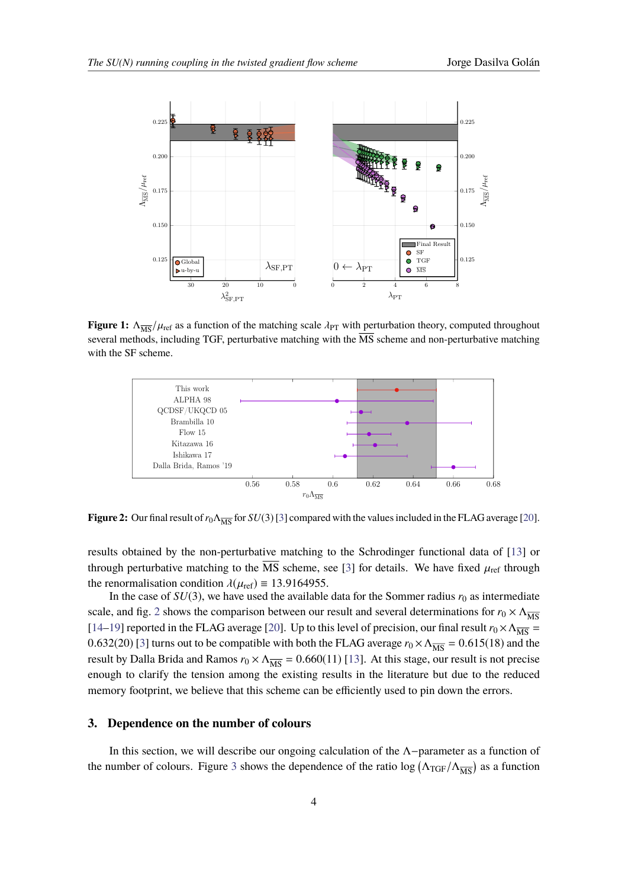**Figure 1:** $\Lambda_{\overline{\rm MS}}/\mu_{\rm ref}$ as a function of the matching scale $\lambda_{\rm PT}$ with perturbation theory, computed throughout several methods, including TGF, perturbative matching with the $\overline{\rm MS}$ scheme and non-perturbative matching with the SF scheme.

**Figure 2:** Our final result of $r_0\Lambda_{\overline{\rm MS}}$ for $SU(3)$ [3] compared with the values included in the FLAG average [20].

results obtained by the non-perturbative matching to the Schrodinger functional data of [13] or through perturbative matching to the $\overline{\rm MS}$ scheme, see [3] for details. We have fixed $\mu_{\rm ref}$ through the renormalisation condition $\lambda(\mu_{\rm ref}) \equiv 13.9164955$.

In the case of $SU(3)$, we have used the available data for the Sommer radius $r_0$ as intermediate scale, and fig. 2 shows the comparison between our result and several determinations for $r_0 \times \Lambda_{\overline{\rm MS}}$ [14–19] reported in the FLAG average [20]. Up to this level of precision, our final result $r_0 \times \Lambda_{\overline{\rm MS}} = 0.632(20)$ [3] turns out to be compatible with both the FLAG average $r_0 \times \Lambda_{\overline{\rm MS}} = 0.615(18)$ and the result by Dalla Brida and Ramos $r_0 \times \Lambda_{\overline{\rm MS}} = 0.660(11)$ [13]. At this stage, our result is not precise enough to clarify the tension among the existing results in the literature but due to the reduced memory footprint, we believe that this scheme can be efficiently used to pin down the errors.

## 3. Dependence on the number of colours

In this section, we will describe our ongoing calculation of the $\Lambda-$parameter as a function of the number of colours. Figure 3 shows the dependence of the ratio $\log\left(\Lambda_{\rm TGF}/\Lambda_{\overline{\rm MS}}\right)$ as a function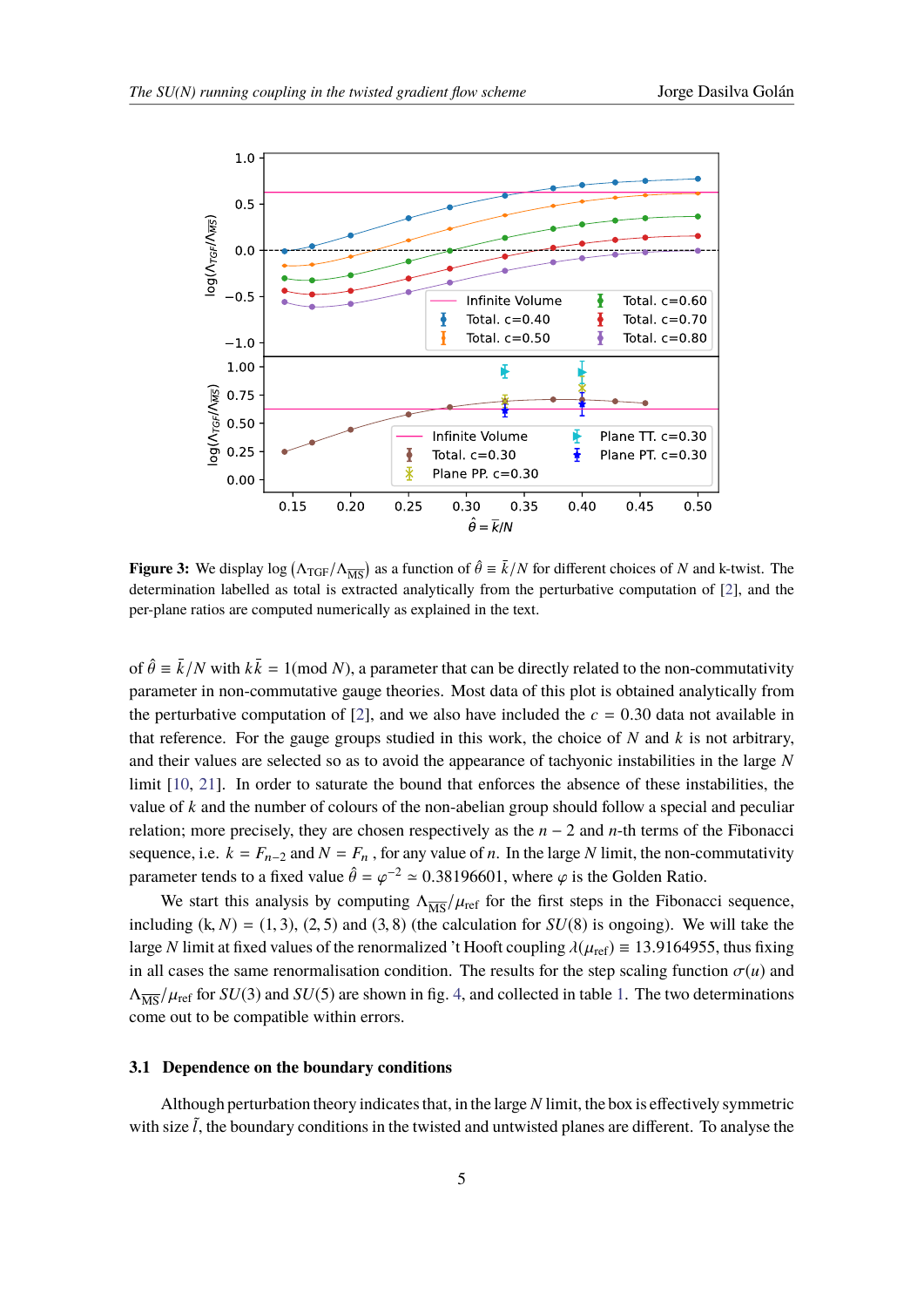**Figure 3:** We display $\log\left(\Lambda_{\rm TGF}/\Lambda_{\overline{\rm MS}}\right)$ as a function of $\hat{\theta} \equiv \bar{k}/N$ for different choices of $N$ and k-twist. The determination labelled as total is extracted analytically from the perturbative computation of [2], and the per-plane ratios are computed numerically as explained in the text.

of $\hat{\theta} \equiv \bar{k}/N$ with $k\bar{k} = 1(\text{mod } N)$, a parameter that can be directly related to the non-commutativity parameter in non-commutative gauge theories. Most data of this plot is obtained analytically from the perturbative computation of [2], and we also have included the $c = 0.30$ data not available in that reference. For the gauge groups studied in this work, the choice of $N$ and $k$ is not arbitrary, and their values are selected so as to avoid the appearance of tachyonic instabilities in the large $N$ limit [10, 21]. In order to saturate the bound that enforces the absence of these instabilities, the value of $k$ and the number of colours of the non-abelian group should follow a special and peculiar relation; more precisely, they are chosen respectively as the $n-2$ and $n$-th terms of the Fibonacci sequence, i.e. $k = F_{n-2}$ and $N = F_n$ , for any value of $n$. In the large $N$ limit, the non-commutativity parameter tends to a fixed value $\hat{\theta} = \varphi^{-2} \simeq 0.38196601$, where $\varphi$ is the Golden Ratio.

We start this analysis by computing $\Lambda_{\overline{\rm MS}}/\mu_{\rm ref}$ for the first steps in the Fibonacci sequence, including (k, $N$) = $(1, 3)$, $(2, 5)$ and $(3, 8)$ (the calculation for $SU(8)$ is ongoing). We will take the large $N$ limit at fixed values of the renormalized 't Hooft coupling $\lambda(\mu_{\rm ref}) \equiv 13.9164955$, thus fixing in all cases the same renormalisation condition. The results for the step scaling function $\sigma(u)$ and $\Lambda_{\overline{\rm MS}}/\mu_{\rm ref}$ for $SU(3)$ and $SU(5)$ are shown in fig. 4, and collected in table 1. The two determinations come out to be compatible within errors.

### 3.1 Dependence on the boundary conditions

Although perturbation theory indicates that, in the large $N$ limit, the box is effectively symmetric with size $\tilde{l}$, the boundary conditions in the twisted and untwisted planes are different. To analyse the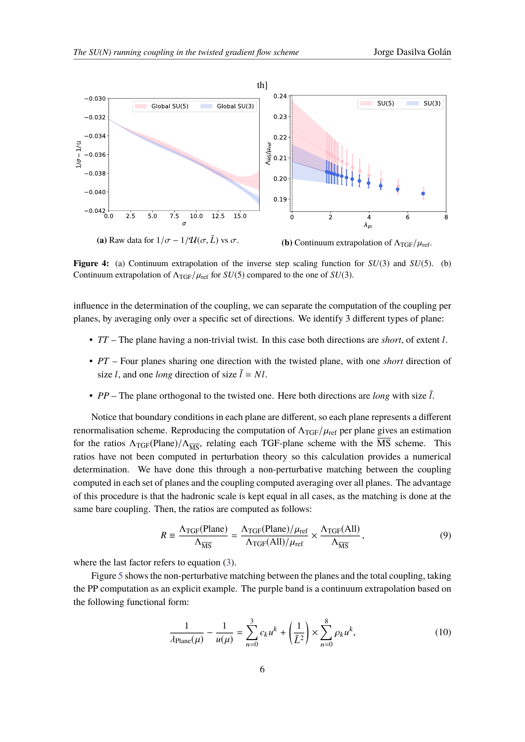th]

(a) Raw data for $1/\sigma - 1/\mathcal{U}(\sigma, \tilde{L})$ vs $\sigma$.

(b) Continuum extrapolation of $\Lambda_{\rm TGF}/\mu_{\rm ref}$.

**Figure 4:** (a) Continuum extrapolation of the inverse step scaling function for $SU(3)$ and $SU(5)$. (b) Continuum extrapolation of $\Lambda_{\rm TGF}/\mu_{\rm ref}$ for $SU(5)$ compared to the one of $SU(3)$.

influence in the determination of the coupling, we can separate the computation of the coupling per planes, by averaging only over a specific set of directions. We identify 3 different types of plane:

- *TT* – The plane having a non-trivial twist. In this case both directions are *short*, of extent $l$.
- *PT* – Four planes sharing one direction with the twisted plane, with one *short* direction of size $l$, and one *long* direction of size $\tilde{l} = Nl$.
- *PP* – The plane orthogonal to the twisted one. Here both directions are *long* with size $\tilde{l}$.

Notice that boundary conditions in each plane are different, so each plane represents a different renormalisation scheme. Reproducing the computation of $\Lambda_{\rm TGF}/\mu_{\rm ref}$ per plane gives an estimation for the ratios $\Lambda_{\rm TGF}(\text{Plane})/\Lambda_{\overline{\rm MS}}$, relating each TGF-plane scheme with the $\overline{\rm MS}$ scheme. This ratios have not been computed in perturbation theory so this calculation provides a numerical determination. We have done this through a non-perturbative matching between the coupling computed in each set of planes and the coupling computed averaging over all planes. The advantage of this procedure is that the hadronic scale is kept equal in all cases, as the matching is done at the same bare coupling. Then, the ratios are computed as follows:

$$R \equiv \frac{\Lambda_{\rm TGF}(\text{Plane})}{\Lambda_{\overline{\rm MS}}} = \frac{\Lambda_{\rm TGF}(\text{Plane})/\mu_{\rm ref}}{\Lambda_{\rm TGF}(\text{All})/\mu_{\rm ref}} \times \frac{\Lambda_{\rm TGF}(\text{All})}{\Lambda_{\overline{\rm MS}}}, \tag{9}$$

where the last factor refers to equation (3).

Figure 5 shows the non-perturbative matching between the planes and the total coupling, taking the PP computation as an explicit example. The purple band is a continuum extrapolation based on the following functional form:

$$\frac{1}{\lambda_{\rm Plane}(\mu)} - \frac{1}{u(\mu)} = \sum_{n=0}^{3} c_k u^k + \left(\frac{1}{\tilde{L}^2}\right) \times \sum_{n=0}^{8} \rho_k u^k, \tag{10}$$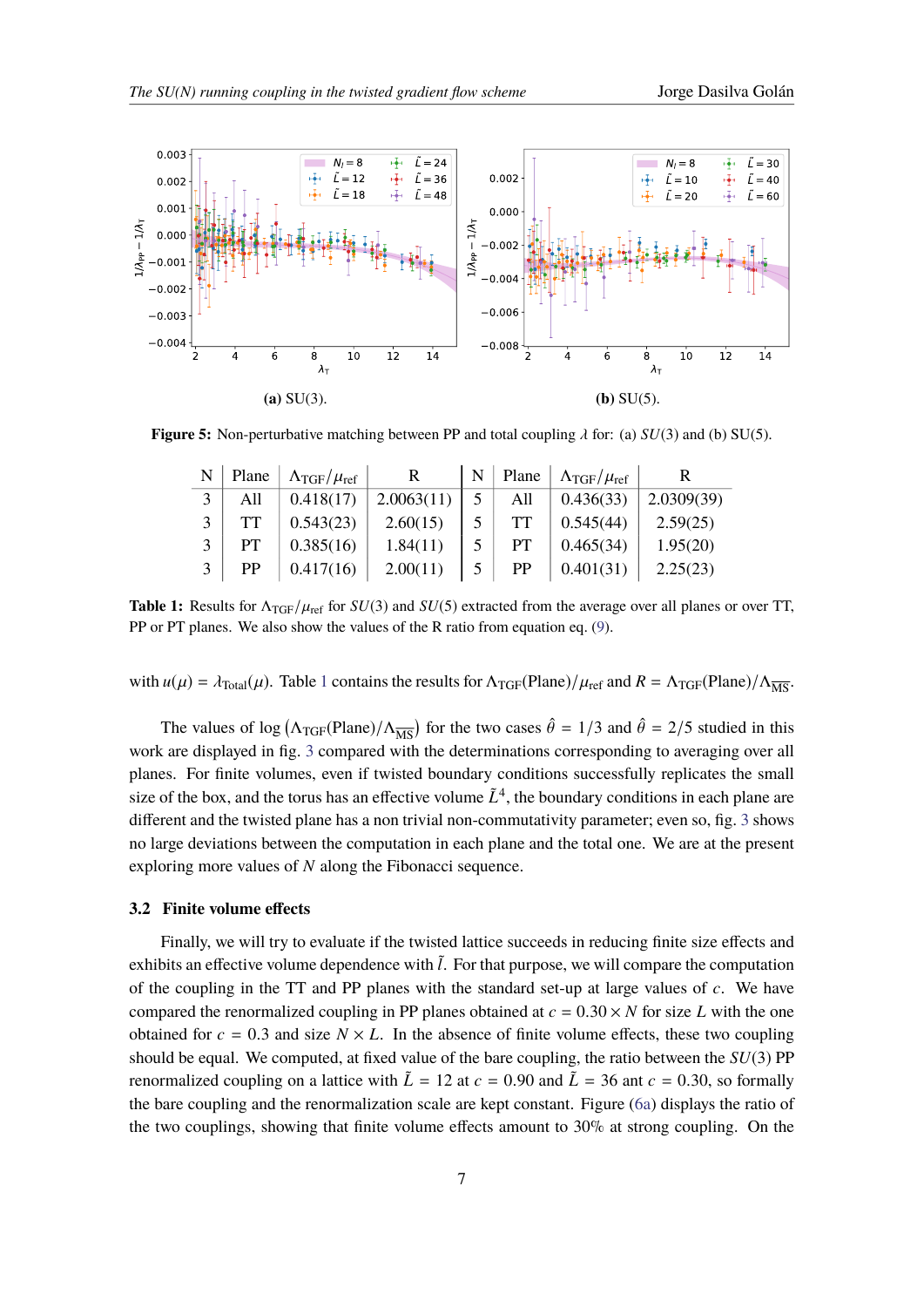**(a)** SU(3). **(b)** SU(5).

**Figure 5:** Non-perturbative matching between PP and total coupling $\lambda$ for: (a) $SU(3)$ and (b) SU(5).

| N | Plane | $\Lambda_{\rm TGF}/\mu_{\rm ref}$ | R | N | Plane | $\Lambda_{\rm TGF}/\mu_{\rm ref}$ | R |
|---|---|---|---|---|---|---|---|
| 3 | All | 0.418(17) | 2.0063(11) | 5 | All | 0.436(33) | 2.0309(39) |
| 3 | TT | 0.543(23) | 2.60(15) | 5 | TT | 0.545(44) | 2.59(25) |
| 3 | PT | 0.385(16) | 1.84(11) | 5 | PT | 0.465(34) | 1.95(20) |
| 3 | PP | 0.417(16) | 2.00(11) | 5 | PP | 0.401(31) | 2.25(23) |

**Table 1:** Results for $\Lambda_{\rm TGF}/\mu_{\rm ref}$ for $SU(3)$ and $SU(5)$ extracted from the average over all planes or over TT, PP or PT planes. We also show the values of the R ratio from equation eq. (9).

with $u(\mu) = \lambda_{\rm Total}(\mu)$. Table 1 contains the results for $\Lambda_{\rm TGF}({\rm Plane})/\mu_{\rm ref}$ and $R = \Lambda_{\rm TGF}({\rm Plane})/\Lambda_{\overline{\rm MS}}$.

The values of $\log\left(\Lambda_{\rm TGF}({\rm Plane})/\Lambda_{\overline{\rm MS}}\right)$ for the two cases $\hat{\theta} = 1/3$ and $\hat{\theta} = 2/5$ studied in this work are displayed in fig. 3 compared with the determinations corresponding to averaging over all planes. For finite volumes, even if twisted boundary conditions successfully replicates the small size of the box, and the torus has an effective volume $\tilde{L}^4$, the boundary conditions in each plane are different and the twisted plane has a non trivial non-commutativity parameter; even so, fig. 3 shows no large deviations between the computation in each plane and the total one. We are at the present exploring more values of $N$ along the Fibonacci sequence.

### 3.2 Finite volume effects

Finally, we will try to evaluate if the twisted lattice succeeds in reducing finite size effects and exhibits an effective volume dependence with $\tilde{l}$. For that purpose, we will compare the computation of the coupling in the TT and PP planes with the standard set-up at large values of $c$. We have compared the renormalized coupling in PP planes obtained at $c = 0.30 \times N$ for size $L$ with the one obtained for $c = 0.3$ and size $N \times L$. In the absence of finite volume effects, these two coupling should be equal. We computed, at fixed value of the bare coupling, the ratio between the $SU(3)$ PP renormalized coupling on a lattice with $\tilde{L} = 12$ at $c = 0.90$ and $\tilde{L} = 36$ ant $c = 0.30$, so formally the bare coupling and the renormalization scale are kept constant. Figure (6a) displays the ratio of the two couplings, showing that finite volume effects amount to 30% at strong coupling. On the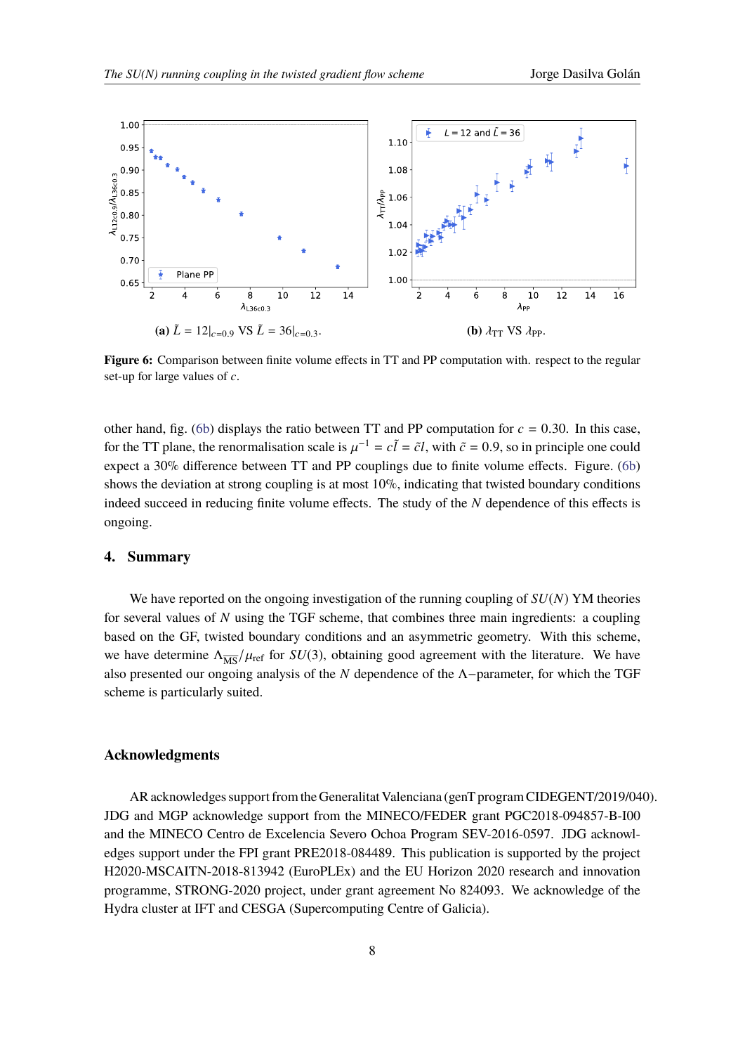**(a)** $\tilde{L} = 12|_{c=0.9}$ VS $\tilde{L} = 36|_{c=0.3}$.

**(b)** $\lambda_{\rm TT}$ VS $\lambda_{\rm PP}$.

**Figure 6:** Comparison between finite volume effects in TT and PP computation with. respect to the regular set-up for large values of $c$.

other hand, fig. (6b) displays the ratio between TT and PP computation for $c = 0.30$. In this case, for the TT plane, the renormalisation scale is $\mu^{-1} = c\tilde{l} = \tilde{c}l$, with $\tilde{c} = 0.9$, so in principle one could expect a 30% difference between TT and PP couplings due to finite volume effects. Figure. (6b) shows the deviation at strong coupling is at most 10%, indicating that twisted boundary conditions indeed succeed in reducing finite volume effects. The study of the $N$ dependence of this effects is ongoing.

## 4. Summary

We have reported on the ongoing investigation of the running coupling of $SU(N)$ YM theories for several values of $N$ using the TGF scheme, that combines three main ingredients: a coupling based on the GF, twisted boundary conditions and an asymmetric geometry. With this scheme, we have determine $\Lambda_{\overline{\rm MS}}/\mu_{\rm ref}$ for $SU(3)$, obtaining good agreement with the literature. We have also presented our ongoing analysis of the $N$ dependence of the $\Lambda-$parameter, for which the TGF scheme is particularly suited.

## Acknowledgments

AR acknowledges support from the Generalitat Valenciana (genT program CIDEGENT/2019/040). JDG and MGP acknowledge support from the MINECO/FEDER grant PGC2018-094857-B-I00 and the MINECO Centro de Excelencia Severo Ochoa Program SEV-2016-0597. JDG acknowledges support under the FPI grant PRE2018-084489. This publication is supported by the project H2020-MSCAITN-2018-813942 (EuroPLEx) and the EU Horizon 2020 research and innovation programme, STRONG-2020 project, under grant agreement No 824093. We acknowledge of the Hydra cluster at IFT and CESGA (Supercomputing Centre of Galicia).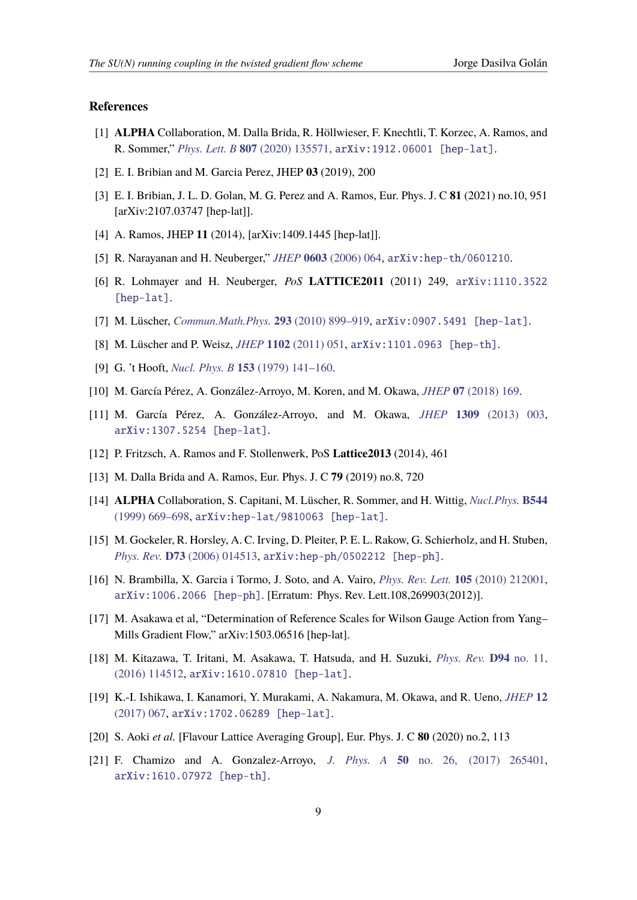## References

[1] **ALPHA** Collaboration, M. Dalla Brida, R. Höllwieser, F. Knechtli, T. Korzec, A. Ramos, and R. Sommer," *Phys. Lett. B* **807** (2020) 135571, arXiv:1912.06001 [hep-lat].

[2] E. I. Bribian and M. Garcia Perez, JHEP **03** (2019), 200

[3] E. I. Bribian, J. L. D. Golan, M. G. Perez and A. Ramos, Eur. Phys. J. C **81** (2021) no.10, 951 [arXiv:2107.03747 [hep-lat]].

[4] A. Ramos, JHEP **11** (2014), [arXiv:1409.1445 [hep-lat]].

[5] R. Narayanan and H. Neuberger," *JHEP* **0603** (2006) 064, arXiv:hep-th/0601210.

[6] R. Lohmayer and H. Neuberger, *PoS* **LATTICE2011** (2011) 249, arXiv:1110.3522 [hep-lat].

[7] M. Lüscher, *Commun.Math.Phys.* **293** (2010) 899–919, arXiv:0907.5491 [hep-lat].

[8] M. Lüscher and P. Weisz, *JHEP* **1102** (2011) 051, arXiv:1101.0963 [hep-th].

[9] G. 't Hooft, *Nucl. Phys. B* **153** (1979) 141–160.

[10] M. García Pérez, A. González-Arroyo, M. Koren, and M. Okawa, *JHEP* **07** (2018) 169.

[11] M. García Pérez, A. González-Arroyo, and M. Okawa, *JHEP* **1309** (2013) 003, arXiv:1307.5254 [hep-lat].

[12] P. Fritzsch, A. Ramos and F. Stollenwerk, PoS **Lattice2013** (2014), 461

[13] M. Dalla Brida and A. Ramos, Eur. Phys. J. C **79** (2019) no.8, 720

[14] **ALPHA** Collaboration, S. Capitani, M. Lüscher, R. Sommer, and H. Wittig, *Nucl.Phys.* **B544** (1999) 669–698, arXiv:hep-lat/9810063 [hep-lat].

[15] M. Gockeler, R. Horsley, A. C. Irving, D. Pleiter, P. E. L. Rakow, G. Schierholz, and H. Stuben, *Phys. Rev.* **D73** (2006) 014513, arXiv:hep-ph/0502212 [hep-ph].

[16] N. Brambilla, X. Garcia i Tormo, J. Soto, and A. Vairo, *Phys. Rev. Lett.* **105** (2010) 212001, arXiv:1006.2066 [hep-ph]. [Erratum: Phys. Rev. Lett.108,269903(2012)].

[17] M. Asakawa et al, "Determination of Reference Scales for Wilson Gauge Action from Yang–Mills Gradient Flow," arXiv:1503.06516 [hep-lat].

[18] M. Kitazawa, T. Iritani, M. Asakawa, T. Hatsuda, and H. Suzuki, *Phys. Rev.* **D94** no. 11, (2016) 114512, arXiv:1610.07810 [hep-lat].

[19] K.-I. Ishikawa, I. Kanamori, Y. Murakami, A. Nakamura, M. Okawa, and R. Ueno, *JHEP* **12** (2017) 067, arXiv:1702.06289 [hep-lat].

[20] S. Aoki *et al.* [Flavour Lattice Averaging Group], Eur. Phys. J. C **80** (2020) no.2, 113

[21] F. Chamizo and A. Gonzalez-Arroyo, *J. Phys. A* **50** no. 26, (2017) 265401, arXiv:1610.07972 [hep-th].